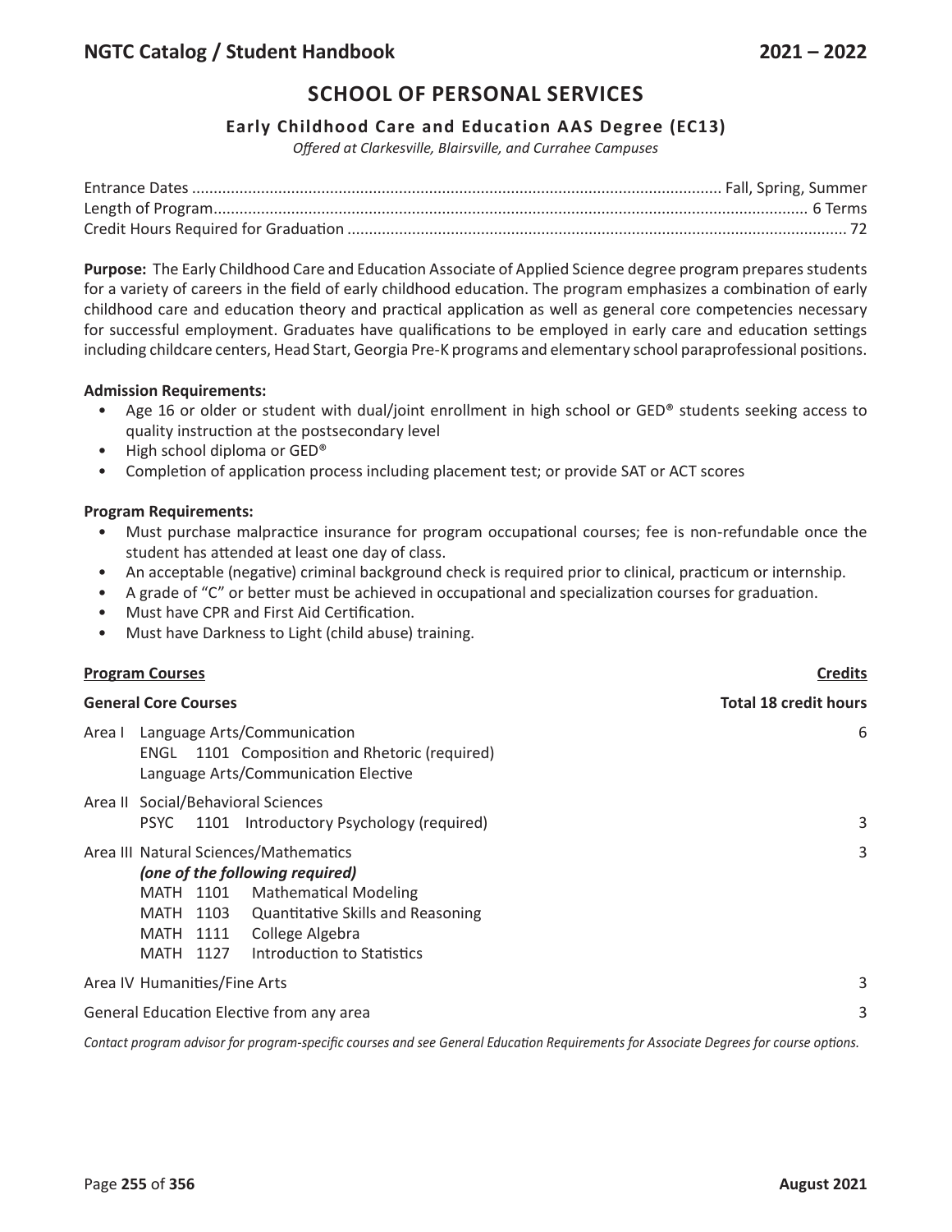# SCHOOL OF PERSONAL SERVICES

## Early Childhood Care and Education AAS Degree (EC13)

*Offered at Clarkesville, Blairsville, and Currahee Campuses*

Entrance Dates .......... Fall, Spring, Summer
Length of Program .......... 6 Terms
Credit Hours Required for Graduation .......... 72

**Purpose:** The Early Childhood Care and Education Associate of Applied Science degree program prepares students for a variety of careers in the field of early childhood education. The program emphasizes a combination of early childhood care and education theory and practical application as well as general core competencies necessary for successful employment. Graduates have qualifications to be employed in early care and education settings including childcare centers, Head Start, Georgia Pre-K programs and elementary school paraprofessional positions.

**Admission Requirements:**

- Age 16 or older or student with dual/joint enrollment in high school or GED® students seeking access to quality instruction at the postsecondary level
- High school diploma or GED®
- Completion of application process including placement test; or provide SAT or ACT scores

**Program Requirements:**

- Must purchase malpractice insurance for program occupational courses; fee is non-refundable once the student has attended at least one day of class.
- An acceptable (negative) criminal background check is required prior to clinical, practicum or internship.
- A grade of "C" or better must be achieved in occupational and specialization courses for graduation.
- Must have CPR and First Aid Certification.
- Must have Darkness to Light (child abuse) training.

| **Program Courses** | **Credits** |
|---|---|
| **General Core Courses** | **Total 18 credit hours** |
| Area I Language Arts/Communication<br>ENGL 1101 Composition and Rhetoric (required)<br>Language Arts/Communication Elective | 6 |
| Area II Social/Behavioral Sciences<br>PSYC 1101 Introductory Psychology (required) | 3 |
| Area III Natural Sciences/Mathematics<br>*(one of the following required)*<br>MATH 1101 Mathematical Modeling<br>MATH 1103 Quantitative Skills and Reasoning<br>MATH 1111 College Algebra<br>MATH 1127 Introduction to Statistics | 3 |
| Area IV Humanities/Fine Arts | 3 |
| General Education Elective from any area | 3 |

*Contact program advisor for program-specific courses and see General Education Requirements for Associate Degrees for course options.*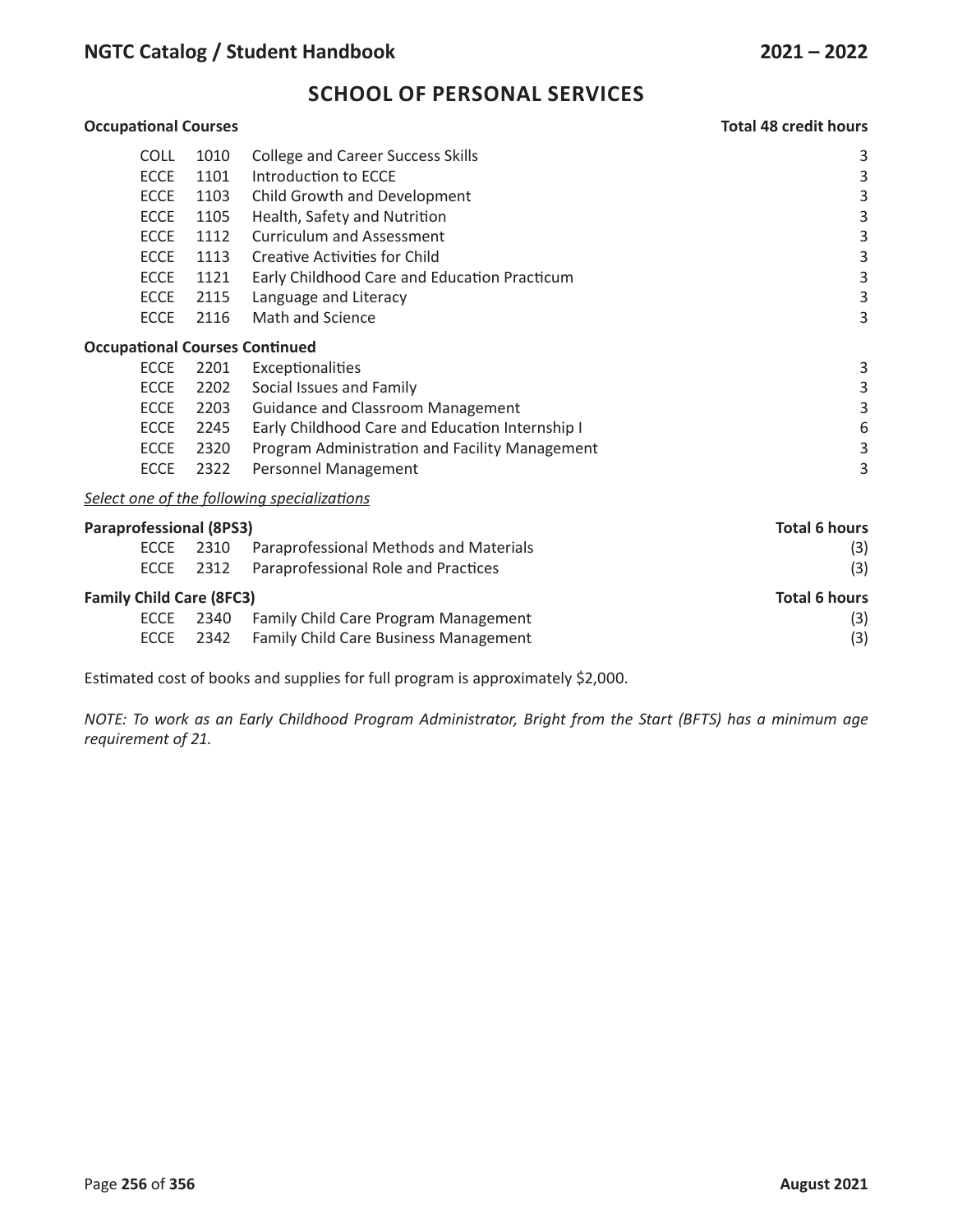## SCHOOL OF PERSONAL SERVICES

**Occupational Courses** — **Total 48 credit hours**

| | | | |
|---|---|---|---|
| COLL | 1010 | College and Career Success Skills | 3 |
| ECCE | 1101 | Introduction to ECCE | 3 |
| ECCE | 1103 | Child Growth and Development | 3 |
| ECCE | 1105 | Health, Safety and Nutrition | 3 |
| ECCE | 1112 | Curriculum and Assessment | 3 |
| ECCE | 1113 | Creative Activities for Child | 3 |
| ECCE | 1121 | Early Childhood Care and Education Practicum | 3 |
| ECCE | 2115 | Language and Literacy | 3 |
| ECCE | 2116 | Math and Science | 3 |

**Occupational Courses Continued**

| | | | |
|---|---|---|---|
| ECCE | 2201 | Exceptionalities | 3 |
| ECCE | 2202 | Social Issues and Family | 3 |
| ECCE | 2203 | Guidance and Classroom Management | 3 |
| ECCE | 2245 | Early Childhood Care and Education Internship I | 6 |
| ECCE | 2320 | Program Administration and Facility Management | 3 |
| ECCE | 2322 | Personnel Management | 3 |

*Select one of the following specializations*

**Paraprofessional (8PS3)** — **Total 6 hours**

| | | | |
|---|---|---|---|
| ECCE | 2310 | Paraprofessional Methods and Materials | (3) |
| ECCE | 2312 | Paraprofessional Role and Practices | (3) |

**Family Child Care (8FC3)** — **Total 6 hours**

| | | | |
|---|---|---|---|
| ECCE | 2340 | Family Child Care Program Management | (3) |
| ECCE | 2342 | Family Child Care Business Management | (3) |

Estimated cost of books and supplies for full program is approximately $2,000.

*NOTE: To work as an Early Childhood Program Administrator, Bright from the Start (BFTS) has a minimum age requirement of 21.*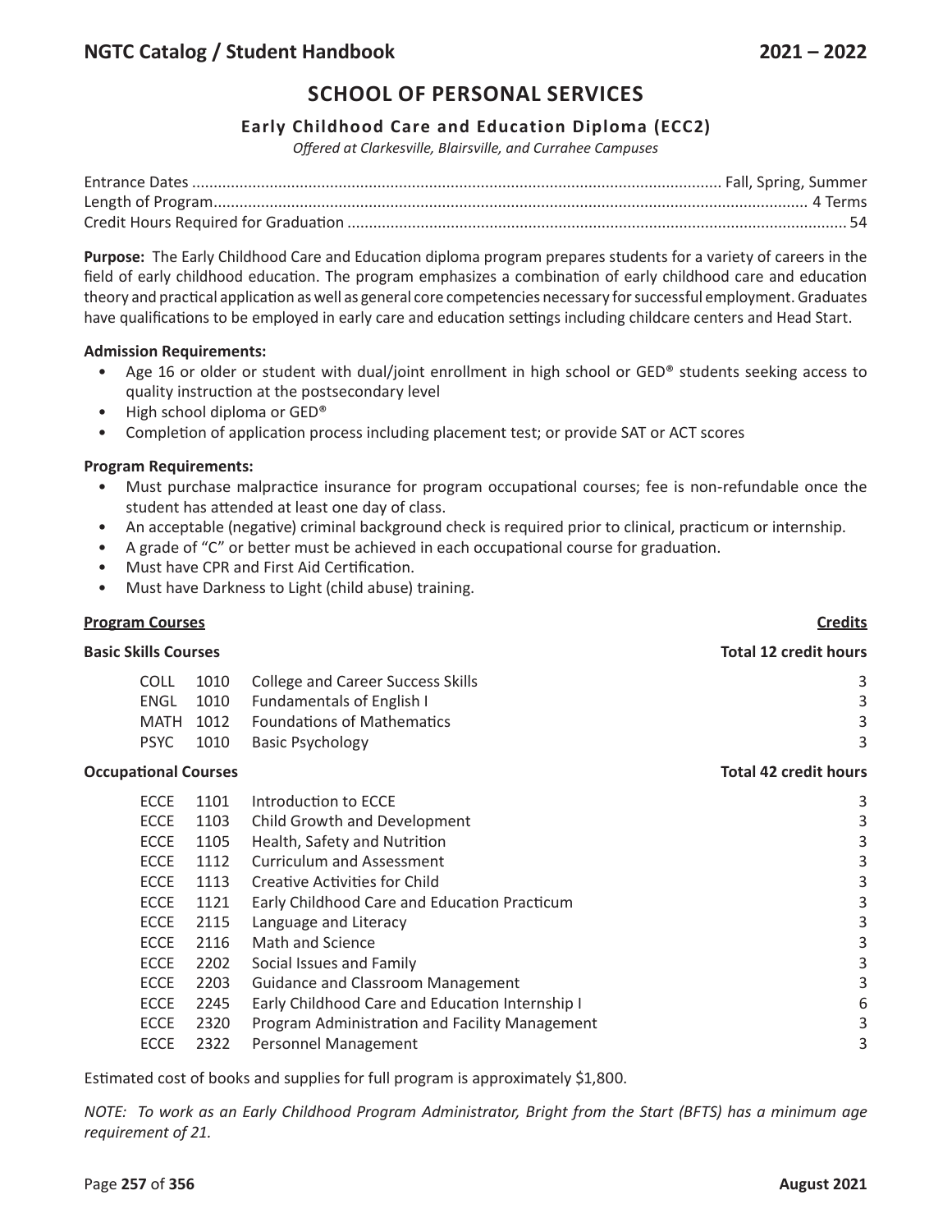# SCHOOL OF PERSONAL SERVICES

## Early Childhood Care and Education Diploma (ECC2)

*Offered at Clarkesville, Blairsville, and Currahee Campuses*

| | |
|---|---|
| Entrance Dates | Fall, Spring, Summer |
| Length of Program | 4 Terms |
| Credit Hours Required for Graduation | 54 |

**Purpose:** The Early Childhood Care and Education diploma program prepares students for a variety of careers in the field of early childhood education. The program emphasizes a combination of early childhood care and education theory and practical application as well as general core competencies necessary for successful employment. Graduates have qualifications to be employed in early care and education settings including childcare centers and Head Start.

**Admission Requirements:**

- Age 16 or older or student with dual/joint enrollment in high school or GED® students seeking access to quality instruction at the postsecondary level
- High school diploma or GED®
- Completion of application process including placement test; or provide SAT or ACT scores

**Program Requirements:**

- Must purchase malpractice insurance for program occupational courses; fee is non-refundable once the student has attended at least one day of class.
- An acceptable (negative) criminal background check is required prior to clinical, practicum or internship.
- A grade of "C" or better must be achieved in each occupational course for graduation.
- Must have CPR and First Aid Certification.
- Must have Darkness to Light (child abuse) training.

| **Program Courses** | | | **Credits** |
|---|---|---|---|
| **Basic Skills Courses** | | | **Total 12 credit hours** |
| COLL | 1010 | College and Career Success Skills | 3 |
| ENGL | 1010 | Fundamentals of English I | 3 |
| MATH | 1012 | Foundations of Mathematics | 3 |
| PSYC | 1010 | Basic Psychology | 3 |
| **Occupational Courses** | | | **Total 42 credit hours** |
| ECCE | 1101 | Introduction to ECCE | 3 |
| ECCE | 1103 | Child Growth and Development | 3 |
| ECCE | 1105 | Health, Safety and Nutrition | 3 |
| ECCE | 1112 | Curriculum and Assessment | 3 |
| ECCE | 1113 | Creative Activities for Child | 3 |
| ECCE | 1121 | Early Childhood Care and Education Practicum | 3 |
| ECCE | 2115 | Language and Literacy | 3 |
| ECCE | 2116 | Math and Science | 3 |
| ECCE | 2202 | Social Issues and Family | 3 |
| ECCE | 2203 | Guidance and Classroom Management | 3 |
| ECCE | 2245 | Early Childhood Care and Education Internship I | 6 |
| ECCE | 2320 | Program Administration and Facility Management | 3 |
| ECCE | 2322 | Personnel Management | 3 |

Estimated cost of books and supplies for full program is approximately $1,800.

*NOTE: To work as an Early Childhood Program Administrator, Bright from the Start (BFTS) has a minimum age requirement of 21.*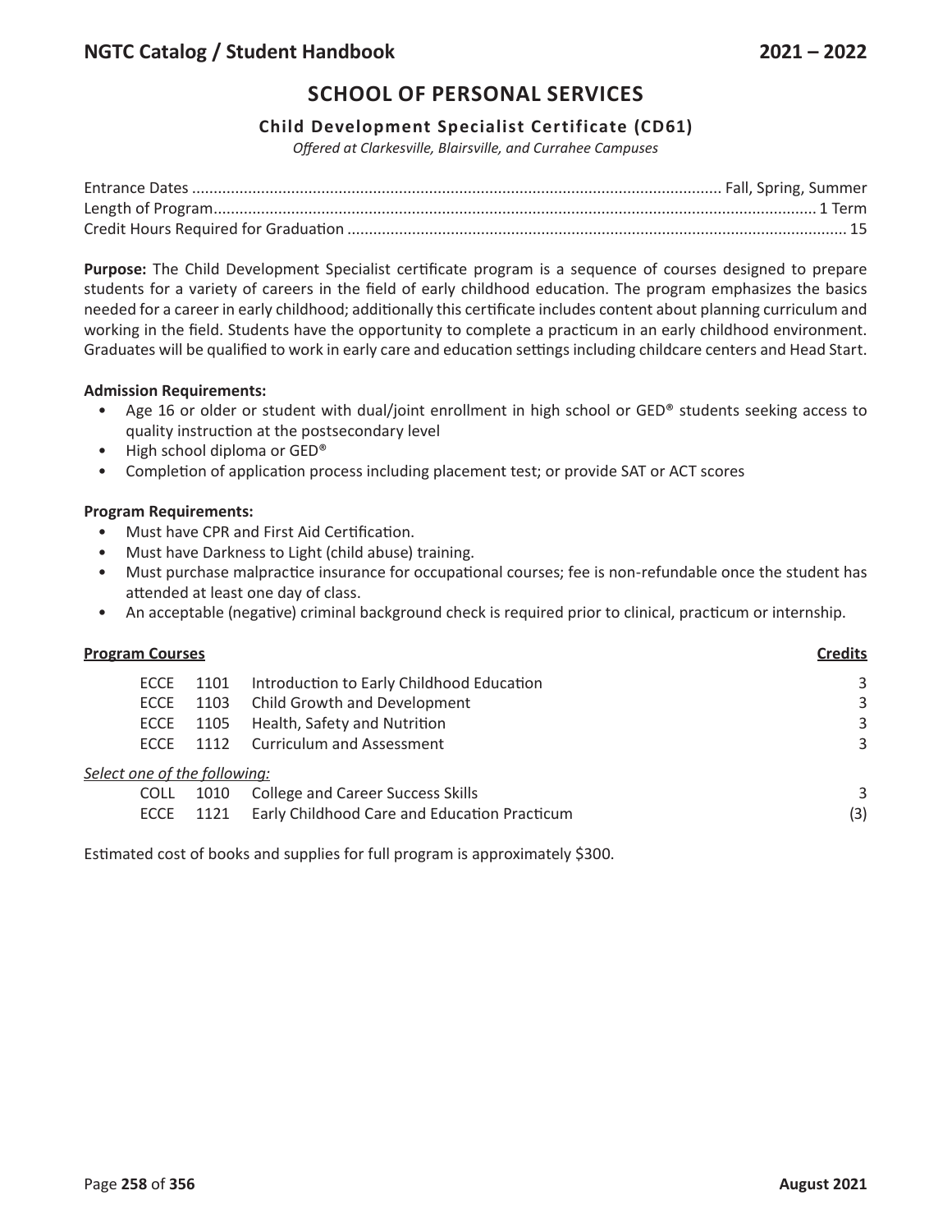# SCHOOL OF PERSONAL SERVICES

## Child Development Specialist Certificate (CD61)

*Offered at Clarkesville, Blairsville, and Currahee Campuses*

Entrance Dates .......... Fall, Spring, Summer
Length of Program .......... 1 Term
Credit Hours Required for Graduation .......... 15

**Purpose:** The Child Development Specialist certificate program is a sequence of courses designed to prepare students for a variety of careers in the field of early childhood education. The program emphasizes the basics needed for a career in early childhood; additionally this certificate includes content about planning curriculum and working in the field. Students have the opportunity to complete a practicum in an early childhood environment. Graduates will be qualified to work in early care and education settings including childcare centers and Head Start.

**Admission Requirements:**

- Age 16 or older or student with dual/joint enrollment in high school or GED® students seeking access to quality instruction at the postsecondary level
- High school diploma or GED®
- Completion of application process including placement test; or provide SAT or ACT scores

**Program Requirements:**

- Must have CPR and First Aid Certification.
- Must have Darkness to Light (child abuse) training.
- Must purchase malpractice insurance for occupational courses; fee is non-refundable once the student has attended at least one day of class.
- An acceptable (negative) criminal background check is required prior to clinical, practicum or internship.

| **Program Courses** | | | **Credits** |
|---|---|---|---|
| ECCE | 1101 | Introduction to Early Childhood Education | 3 |
| ECCE | 1103 | Child Growth and Development | 3 |
| ECCE | 1105 | Health, Safety and Nutrition | 3 |
| ECCE | 1112 | Curriculum and Assessment | 3 |
| *Select one of the following:* | | | |
| COLL | 1010 | College and Career Success Skills | 3 |
| ECCE | 1121 | Early Childhood Care and Education Practicum | (3) |

Estimated cost of books and supplies for full program is approximately $300.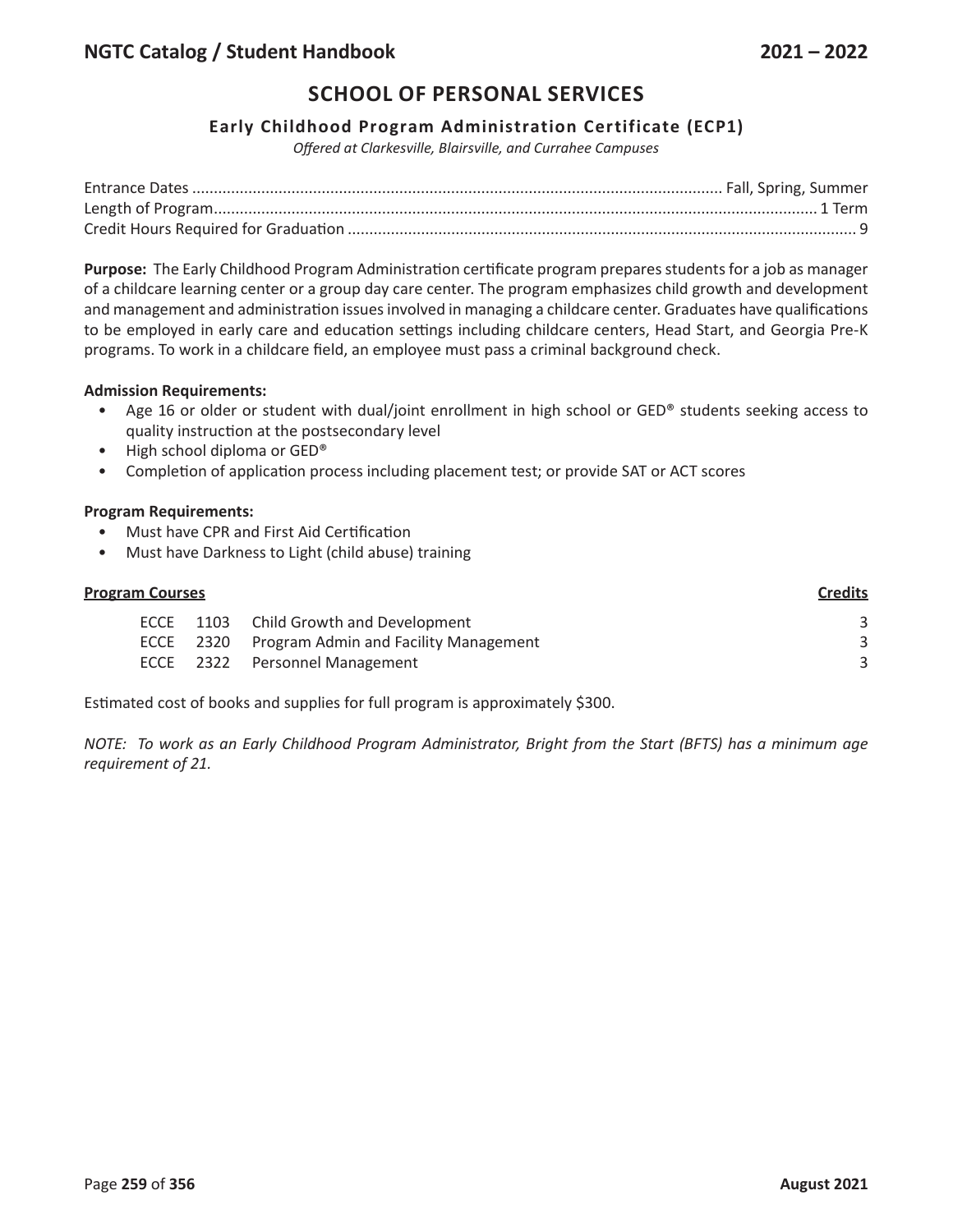# SCHOOL OF PERSONAL SERVICES

## Early Childhood Program Administration Certificate (ECP1)

*Offered at Clarkesville, Blairsville, and Currahee Campuses*

Entrance Dates .......... Fall, Spring, Summer
Length of Program .......... 1 Term
Credit Hours Required for Graduation .......... 9

**Purpose:** The Early Childhood Program Administration certificate program prepares students for a job as manager of a childcare learning center or a group day care center. The program emphasizes child growth and development and management and administration issues involved in managing a childcare center. Graduates have qualifications to be employed in early care and education settings including childcare centers, Head Start, and Georgia Pre-K programs. To work in a childcare field, an employee must pass a criminal background check.

**Admission Requirements:**

- Age 16 or older or student with dual/joint enrollment in high school or GED® students seeking access to quality instruction at the postsecondary level
- High school diploma or GED®
- Completion of application process including placement test; or provide SAT or ACT scores

**Program Requirements:**

- Must have CPR and First Aid Certification
- Must have Darkness to Light (child abuse) training

| **Program Courses** | | | **Credits** |
|---|---|---|---|
| ECCE | 1103 | Child Growth and Development | 3 |
| ECCE | 2320 | Program Admin and Facility Management | 3 |
| ECCE | 2322 | Personnel Management | 3 |

Estimated cost of books and supplies for full program is approximately $300.

*NOTE: To work as an Early Childhood Program Administrator, Bright from the Start (BFTS) has a minimum age requirement of 21.*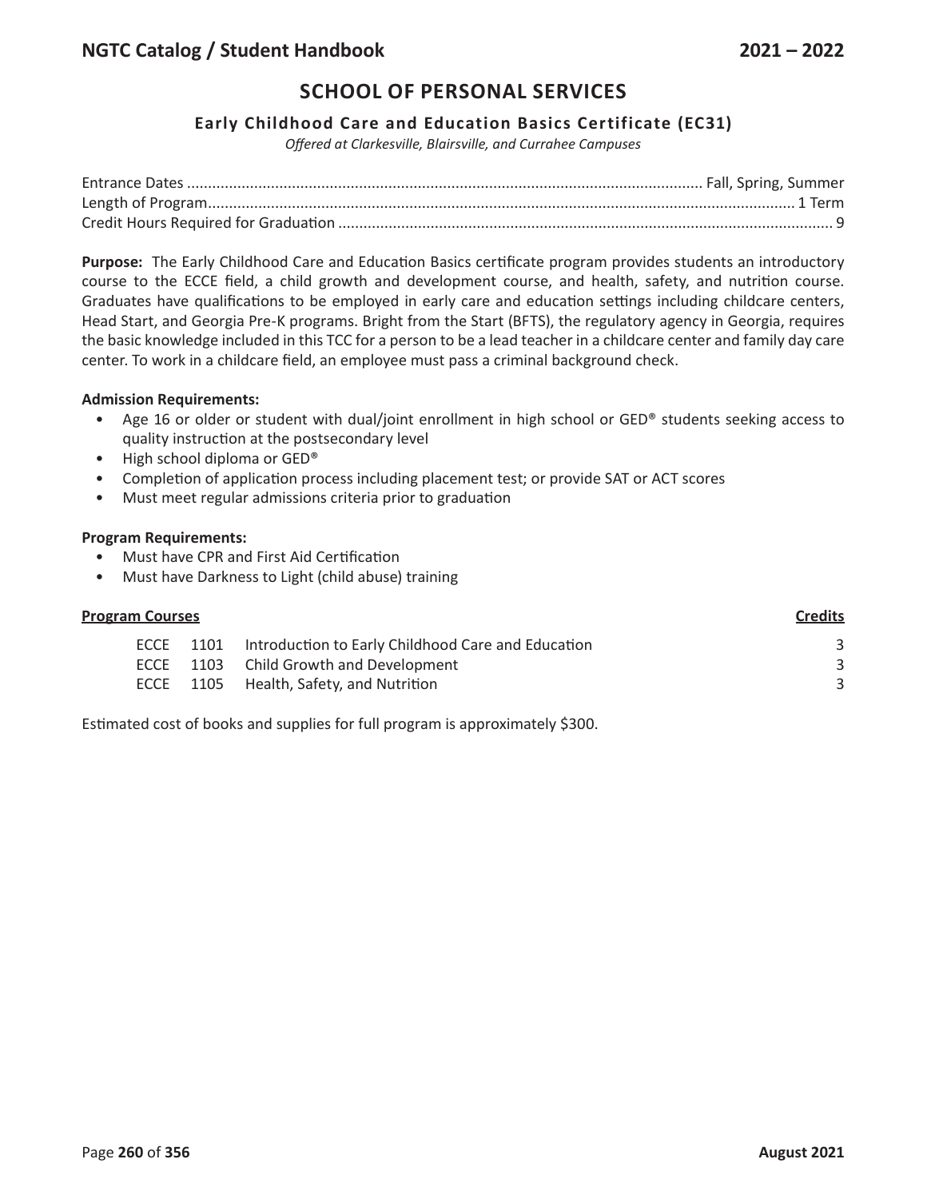# SCHOOL OF PERSONAL SERVICES

## Early Childhood Care and Education Basics Certificate (EC31)

*Offered at Clarkesville, Blairsville, and Currahee Campuses*

Entrance Dates ........ Fall, Spring, Summer
Length of Program........ 1 Term
Credit Hours Required for Graduation ........ 9

**Purpose:** The Early Childhood Care and Education Basics certificate program provides students an introductory course to the ECCE field, a child growth and development course, and health, safety, and nutrition course. Graduates have qualifications to be employed in early care and education settings including childcare centers, Head Start, and Georgia Pre-K programs. Bright from the Start (BFTS), the regulatory agency in Georgia, requires the basic knowledge included in this TCC for a person to be a lead teacher in a childcare center and family day care center. To work in a childcare field, an employee must pass a criminal background check.

**Admission Requirements:**

- Age 16 or older or student with dual/joint enrollment in high school or GED® students seeking access to quality instruction at the postsecondary level
- High school diploma or GED®
- Completion of application process including placement test; or provide SAT or ACT scores
- Must meet regular admissions criteria prior to graduation

**Program Requirements:**

- Must have CPR and First Aid Certification
- Must have Darkness to Light (child abuse) training

| **Program Courses** | | | **Credits** |
|---|---|---|---|
| ECCE | 1101 | Introduction to Early Childhood Care and Education | 3 |
| ECCE | 1103 | Child Growth and Development | 3 |
| ECCE | 1105 | Health, Safety, and Nutrition | 3 |

Estimated cost of books and supplies for full program is approximately $300.